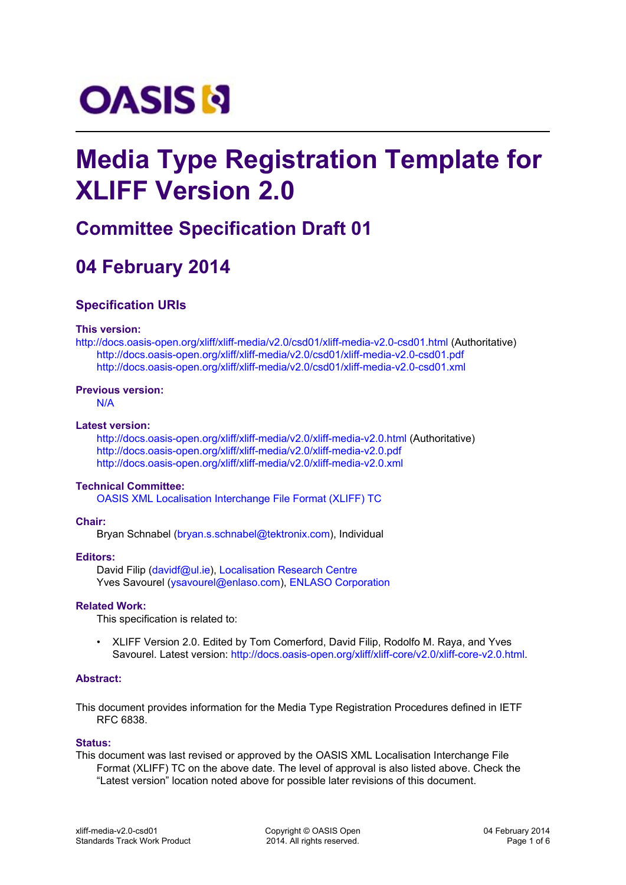# Media Type Registration Template for XLIFF Version 2.0

## Committee Specification Draft 01

## 04 February 2014

### Specification URIs

**This version:**

http://docs.oasis-open.org/xliff/xliff-media/v2.0/csd01/xliff-media-v2.0-csd01.html (Authoritative)
http://docs.oasis-open.org/xliff/xliff-media/v2.0/csd01/xliff-media-v2.0-csd01.pdf
http://docs.oasis-open.org/xliff/xliff-media/v2.0/csd01/xliff-media-v2.0-csd01.xml

**Previous version:**

N/A

**Latest version:**

http://docs.oasis-open.org/xliff/xliff-media/v2.0/xliff-media-v2.0.html (Authoritative)
http://docs.oasis-open.org/xliff/xliff-media/v2.0/xliff-media-v2.0.pdf
http://docs.oasis-open.org/xliff/xliff-media/v2.0/xliff-media-v2.0.xml

**Technical Committee:**

OASIS XML Localisation Interchange File Format (XLIFF) TC

**Chair:**

Bryan Schnabel (bryan.s.schnabel@tektronix.com), Individual

**Editors:**

David Filip (davidf@ul.ie), Localisation Research Centre
Yves Savourel (ysavourel@enlaso.com), ENLASO Corporation

**Related Work:**

This specification is related to:

- XLIFF Version 2.0. Edited by Tom Comerford, David Filip, Rodolfo M. Raya, and Yves Savourel. Latest version: http://docs.oasis-open.org/xliff/xliff-core/v2.0/xliff-core-v2.0.html.

**Abstract:**

This document provides information for the Media Type Registration Procedures defined in IETF RFC 6838.

**Status:**

This document was last revised or approved by the OASIS XML Localisation Interchange File Format (XLIFF) TC on the above date. The level of approval is also listed above. Check the "Latest version" location noted above for possible later revisions of this document.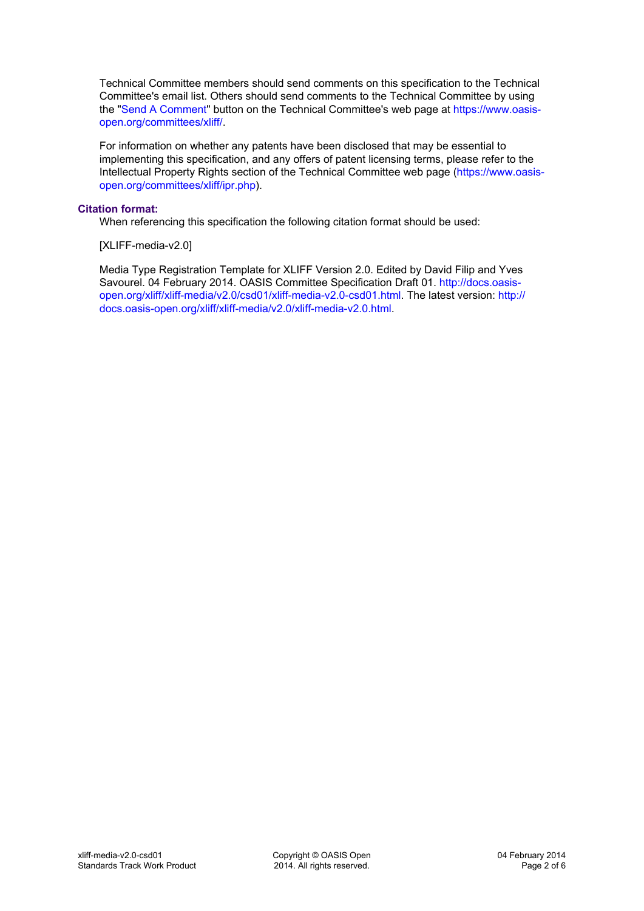Technical Committee members should send comments on this specification to the Technical Committee's email list. Others should send comments to the Technical Committee by using the "Send A Comment" button on the Technical Committee's web page at https://www.oasis-open.org/committees/xliff/.

For information on whether any patents have been disclosed that may be essential to implementing this specification, and any offers of patent licensing terms, please refer to the Intellectual Property Rights section of the Technical Committee web page (https://www.oasis-open.org/committees/xliff/ipr.php).

**Citation format:**

When referencing this specification the following citation format should be used:

[XLIFF-media-v2.0]

Media Type Registration Template for XLIFF Version 2.0. Edited by David Filip and Yves Savourel. 04 February 2014. OASIS Committee Specification Draft 01. http://docs.oasis-open.org/xliff/xliff-media/v2.0/csd01/xliff-media-v2.0-csd01.html. The latest version: http://docs.oasis-open.org/xliff/xliff-media/v2.0/xliff-media-v2.0.html.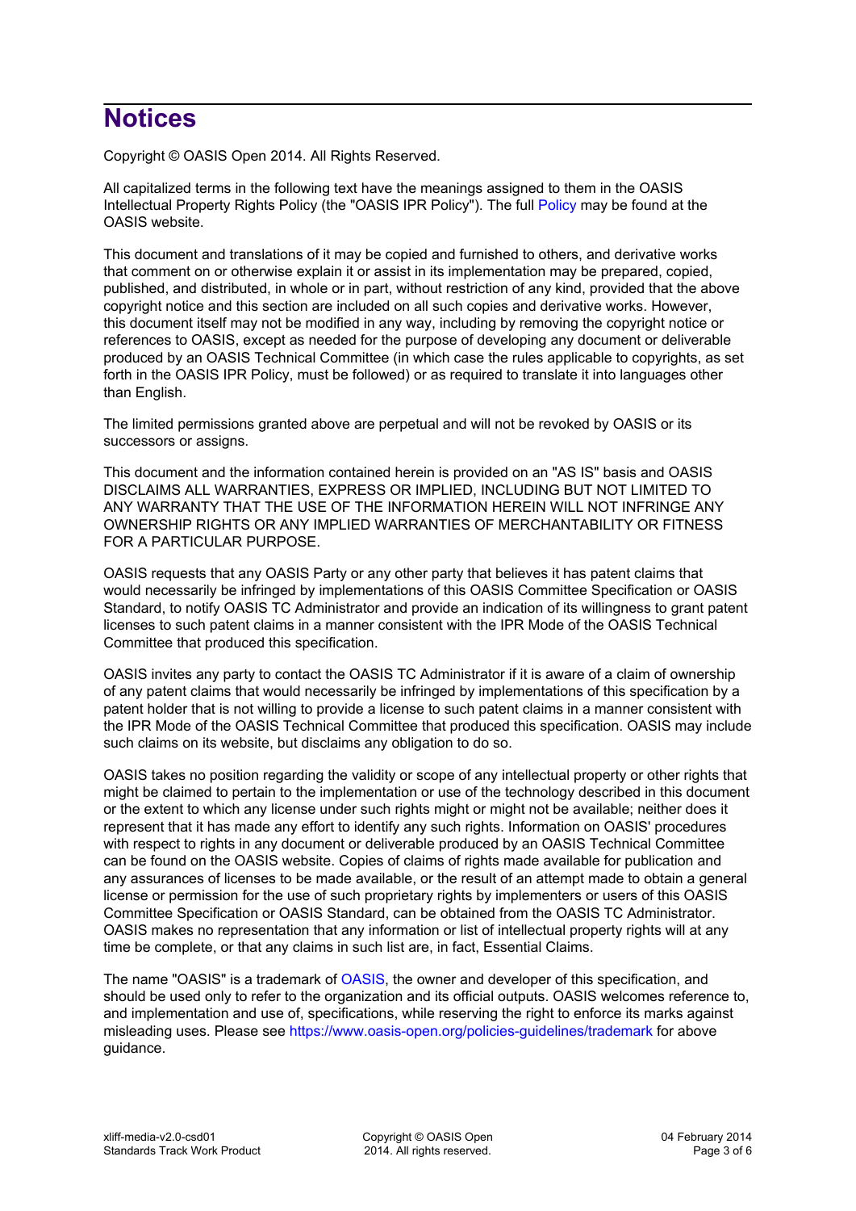# Notices

Copyright © OASIS Open 2014. All Rights Reserved.

All capitalized terms in the following text have the meanings assigned to them in the OASIS Intellectual Property Rights Policy (the "OASIS IPR Policy"). The full Policy may be found at the OASIS website.

This document and translations of it may be copied and furnished to others, and derivative works that comment on or otherwise explain it or assist in its implementation may be prepared, copied, published, and distributed, in whole or in part, without restriction of any kind, provided that the above copyright notice and this section are included on all such copies and derivative works. However, this document itself may not be modified in any way, including by removing the copyright notice or references to OASIS, except as needed for the purpose of developing any document or deliverable produced by an OASIS Technical Committee (in which case the rules applicable to copyrights, as set forth in the OASIS IPR Policy, must be followed) or as required to translate it into languages other than English.

The limited permissions granted above are perpetual and will not be revoked by OASIS or its successors or assigns.

This document and the information contained herein is provided on an "AS IS" basis and OASIS DISCLAIMS ALL WARRANTIES, EXPRESS OR IMPLIED, INCLUDING BUT NOT LIMITED TO ANY WARRANTY THAT THE USE OF THE INFORMATION HEREIN WILL NOT INFRINGE ANY OWNERSHIP RIGHTS OR ANY IMPLIED WARRANTIES OF MERCHANTABILITY OR FITNESS FOR A PARTICULAR PURPOSE.

OASIS requests that any OASIS Party or any other party that believes it has patent claims that would necessarily be infringed by implementations of this OASIS Committee Specification or OASIS Standard, to notify OASIS TC Administrator and provide an indication of its willingness to grant patent licenses to such patent claims in a manner consistent with the IPR Mode of the OASIS Technical Committee that produced this specification.

OASIS invites any party to contact the OASIS TC Administrator if it is aware of a claim of ownership of any patent claims that would necessarily be infringed by implementations of this specification by a patent holder that is not willing to provide a license to such patent claims in a manner consistent with the IPR Mode of the OASIS Technical Committee that produced this specification. OASIS may include such claims on its website, but disclaims any obligation to do so.

OASIS takes no position regarding the validity or scope of any intellectual property or other rights that might be claimed to pertain to the implementation or use of the technology described in this document or the extent to which any license under such rights might or might not be available; neither does it represent that it has made any effort to identify any such rights. Information on OASIS' procedures with respect to rights in any document or deliverable produced by an OASIS Technical Committee can be found on the OASIS website. Copies of claims of rights made available for publication and any assurances of licenses to be made available, or the result of an attempt made to obtain a general license or permission for the use of such proprietary rights by implementers or users of this OASIS Committee Specification or OASIS Standard, can be obtained from the OASIS TC Administrator. OASIS makes no representation that any information or list of intellectual property rights will at any time be complete, or that any claims in such list are, in fact, Essential Claims.

The name "OASIS" is a trademark of OASIS, the owner and developer of this specification, and should be used only to refer to the organization and its official outputs. OASIS welcomes reference to, and implementation and use of, specifications, while reserving the right to enforce its marks against misleading uses. Please see https://www.oasis-open.org/policies-guidelines/trademark for above guidance.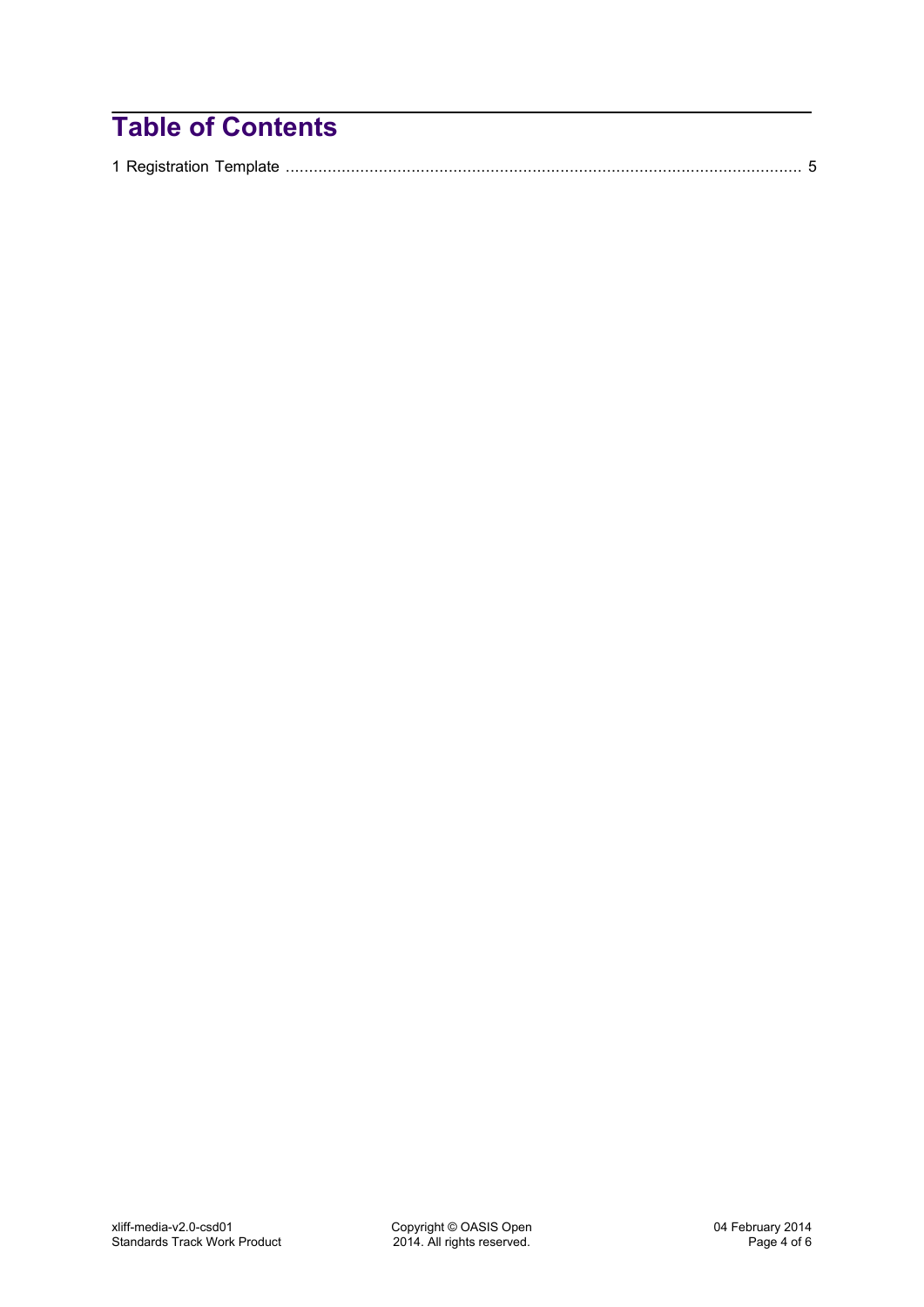# Table of Contents

1 Registration Template ..................................................................................................................... 5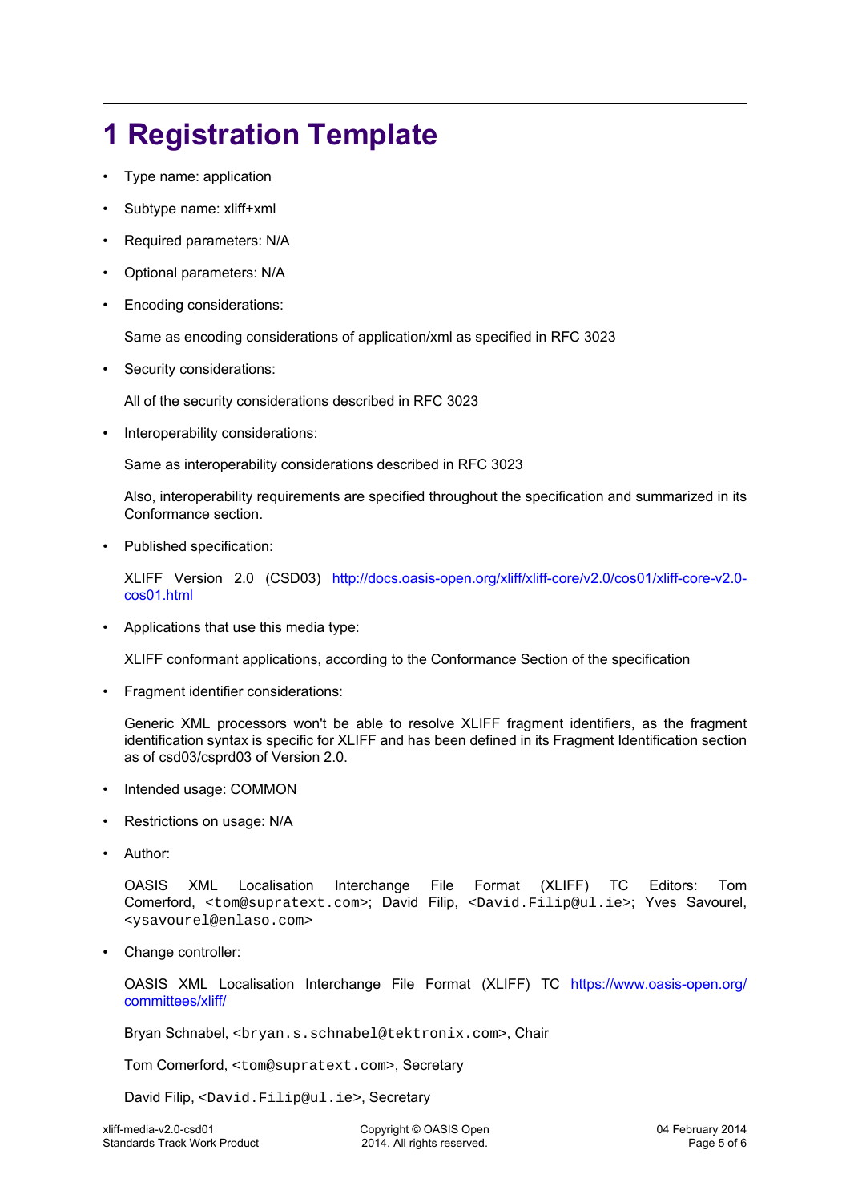# 1 Registration Template

- Type name: application
- Subtype name: xliff+xml
- Required parameters: N/A
- Optional parameters: N/A
- Encoding considerations:

  Same as encoding considerations of application/xml as specified in RFC 3023

- Security considerations:

  All of the security considerations described in RFC 3023

- Interoperability considerations:

  Same as interoperability considerations described in RFC 3023

  Also, interoperability requirements are specified throughout the specification and summarized in its Conformance section.

- Published specification:

  XLIFF Version 2.0 (CSD03) http://docs.oasis-open.org/xliff/xliff-core/v2.0/cos01/xliff-core-v2.0-cos01.html

- Applications that use this media type:

  XLIFF conformant applications, according to the Conformance Section of the specification

- Fragment identifier considerations:

  Generic XML processors won't be able to resolve XLIFF fragment identifiers, as the fragment identification syntax is specific for XLIFF and has been defined in its Fragment Identification section as of csd03/csprd03 of Version 2.0.

- Intended usage: COMMON
- Restrictions on usage: N/A
- Author:

  OASIS XML Localisation Interchange File Format (XLIFF) TC Editors: Tom Comerford, `<tom@supratext.com>`; David Filip, `<David.Filip@ul.ie>`; Yves Savourel, `<ysavourel@enlaso.com>`

- Change controller:

  OASIS XML Localisation Interchange File Format (XLIFF) TC https://www.oasis-open.org/committees/xliff/

  Bryan Schnabel, `<bryan.s.schnabel@tektronix.com>`, Chair

  Tom Comerford, `<tom@supratext.com>`, Secretary

  David Filip, `<David.Filip@ul.ie>`, Secretary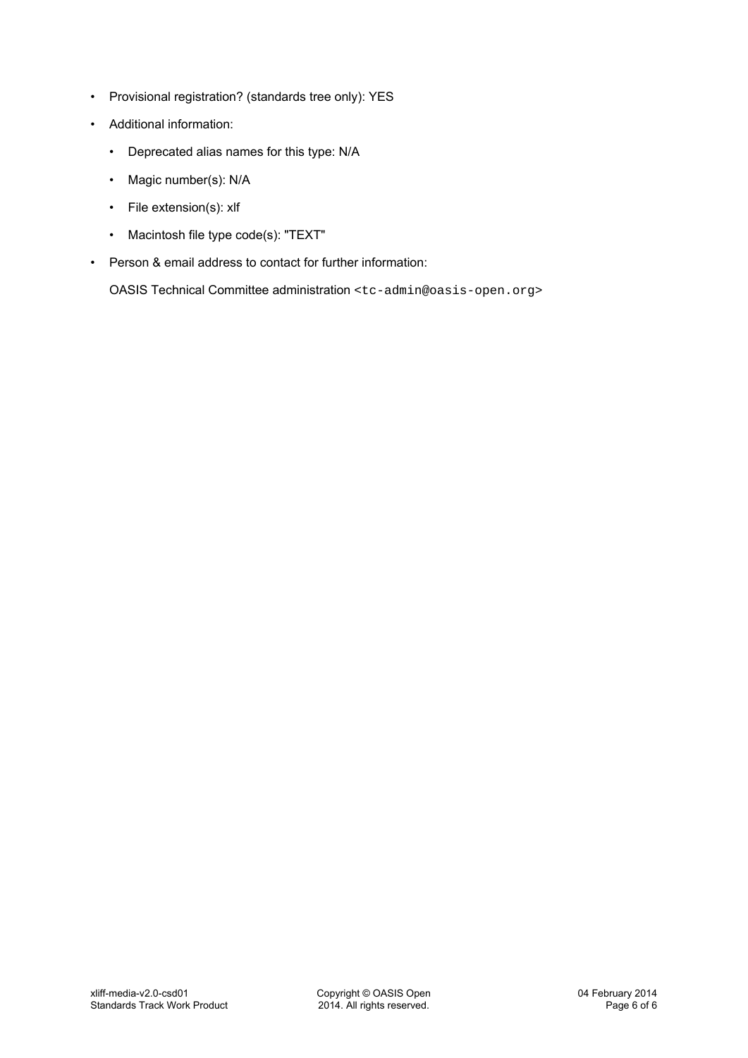- Provisional registration? (standards tree only): YES
- Additional information:
  - Deprecated alias names for this type: N/A
  - Magic number(s): N/A
  - File extension(s): xlf
  - Macintosh file type code(s): "TEXT"
- Person & email address to contact for further information:

  OASIS Technical Committee administration `<tc-admin@oasis-open.org>`